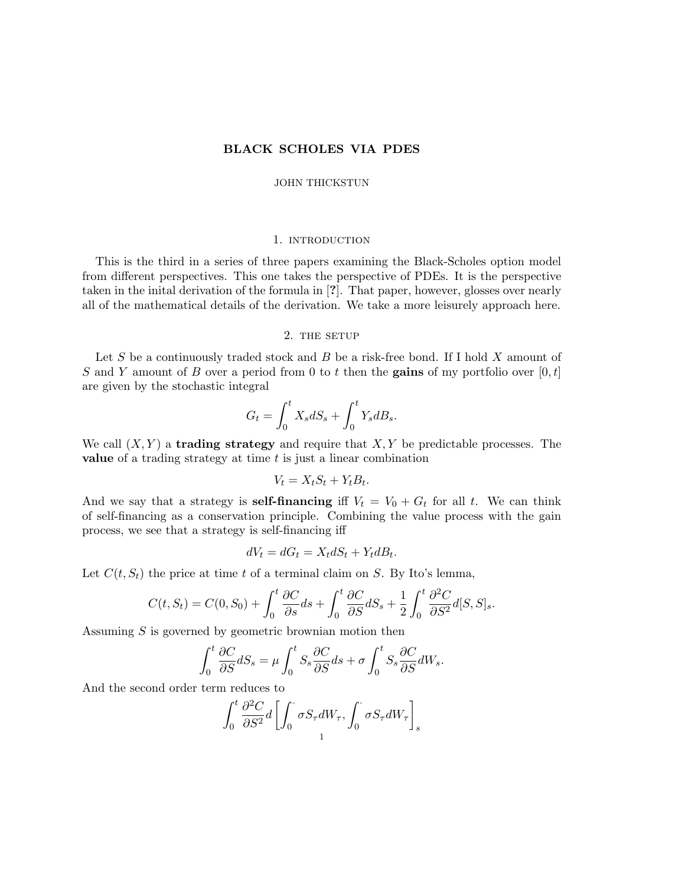# BLACK SCHOLES VIA PDES

JOHN THICKSTUN

## 1. INTRODUCTION

This is the third in a series of three papers examining the Black-Scholes option model from different perspectives. This one takes the perspective of PDEs. It is the perspective taken in the inital derivation of the formula in [?]. That paper, however, glosses over nearly all of the mathematical details of the derivation. We take a more leisurely approach here.

## 2. THE SETUP

Let $S$ be a continuously traded stock and $B$ be a risk-free bond. If I hold $X$ amount of $S$ and $Y$ amount of $B$ over a period from 0 to $t$ then the **gains** of my portfolio over $[0, t]$ are given by the stochastic integral

$$G_t = \int_0^t X_s dS_s + \int_0^t Y_s dB_s.$$

We call $(X, Y)$ a **trading strategy** and require that $X, Y$ be predictable processes. The **value** of a trading strategy at time $t$ is just a linear combination

$$V_t = X_t S_t + Y_t B_t.$$

And we say that a strategy is **self-financing** iff $V_t = V_0 + G_t$ for all $t$. We can think of self-financing as a conservation principle. Combining the value process with the gain process, we see that a strategy is self-financing iff

$$dV_t = dG_t = X_t dS_t + Y_t dB_t.$$

Let $C(t, S_t)$ the price at time $t$ of a terminal claim on $S$. By Ito's lemma,

$$C(t, S_t) = C(0, S_0) + \int_0^t \frac{\partial C}{\partial s} ds + \int_0^t \frac{\partial C}{\partial S} dS_s + \frac{1}{2} \int_0^t \frac{\partial^2 C}{\partial S^2} d[S, S]_s.$$

Assuming $S$ is governed by geometric brownian motion then

$$\int_0^t \frac{\partial C}{\partial S} dS_s = \mu \int_0^t S_s \frac{\partial C}{\partial S} ds + \sigma \int_0^t S_s \frac{\partial C}{\partial S} dW_s.$$

And the second order term reduces to

$$\int_0^t \frac{\partial^2 C}{\partial S^2} d\left[\int_0^\cdot \sigma S_\tau dW_\tau, \int_0^\cdot \sigma S_\tau dW_\tau\right]_s$$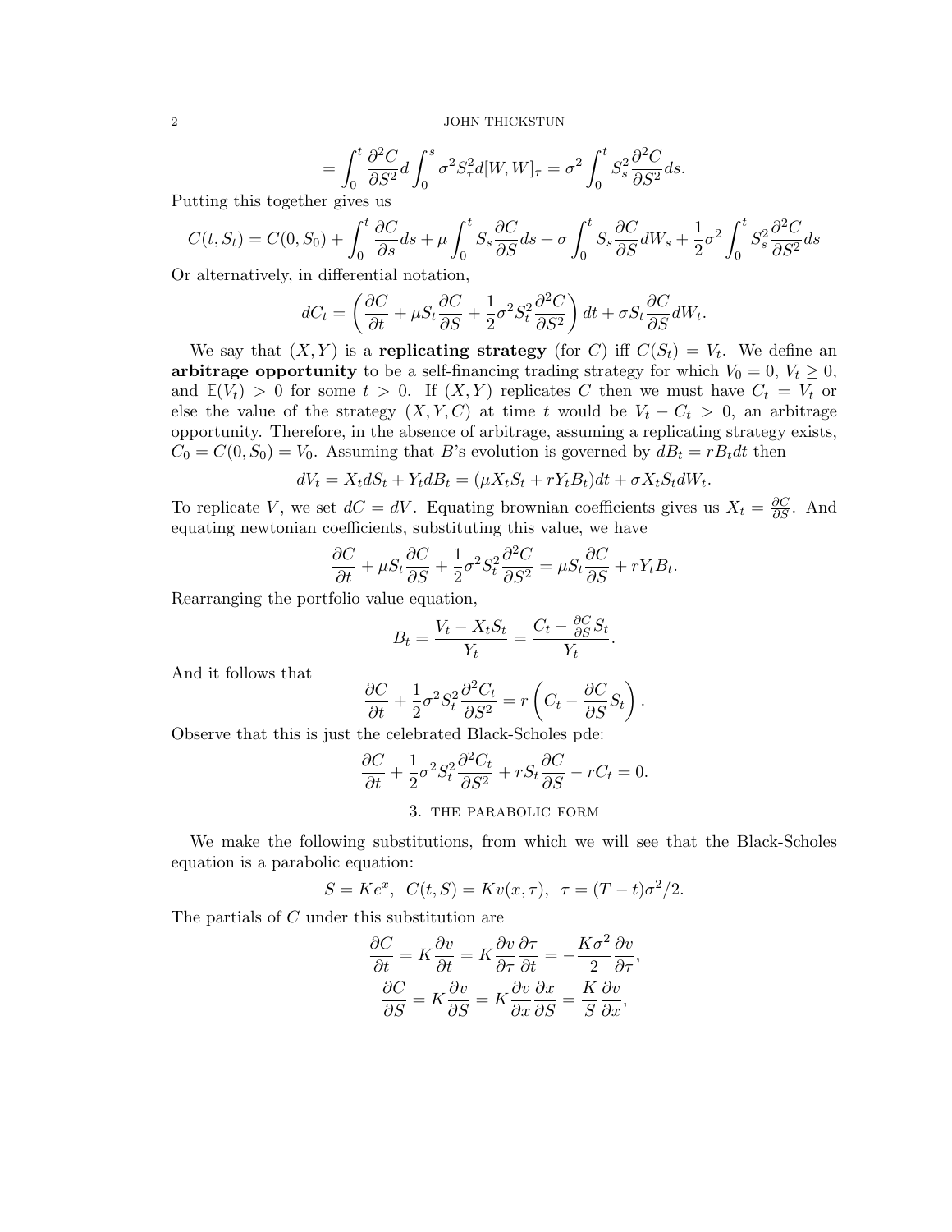$$= \int_0^t \frac{\partial^2 C}{\partial S^2} d \int_0^s \sigma^2 S_\tau^2 d[W,W]_\tau = \sigma^2 \int_0^t S_s^2 \frac{\partial^2 C}{\partial S^2} ds.$$

Putting this together gives us

$$C(t,S_t) = C(0,S_0) + \int_0^t \frac{\partial C}{\partial s} ds + \mu \int_0^t S_s \frac{\partial C}{\partial S} ds + \sigma \int_0^t S_s \frac{\partial C}{\partial S} dW_s + \frac{1}{2}\sigma^2 \int_0^t S_s^2 \frac{\partial^2 C}{\partial S^2} ds$$

Or alternatively, in differential notation,

$$dC_t = \left( \frac{\partial C}{\partial t} + \mu S_t \frac{\partial C}{\partial S} + \frac{1}{2}\sigma^2 S_t^2 \frac{\partial^2 C}{\partial S^2} \right) dt + \sigma S_t \frac{\partial C}{\partial S} dW_t.$$

We say that $(X,Y)$ is a **replicating strategy** (for $C$) iff $C(S_t) = V_t$. We define an **arbitrage opportunity** to be a self-financing trading strategy for which $V_0 = 0$, $V_t \geq 0$, and $\mathbb{E}(V_t) > 0$ for some $t > 0$. If $(X,Y)$ replicates $C$ then we must have $C_t = V_t$ or else the value of the strategy $(X,Y,C)$ at time $t$ would be $V_t - C_t > 0$, an arbitrage opportunity. Therefore, in the absence of arbitrage, assuming a replicating strategy exists, $C_0 = C(0,S_0) = V_0$. Assuming that $B$'s evolution is governed by $dB_t = rB_t dt$ then

$$dV_t = X_t dS_t + Y_t dB_t = (\mu X_t S_t + rY_t B_t)dt + \sigma X_t S_t dW_t.$$

To replicate $V$, we set $dC = dV$. Equating brownian coefficients gives us $X_t = \frac{\partial C}{\partial S}$. And equating newtonian coefficients, substituting this value, we have

$$\frac{\partial C}{\partial t} + \mu S_t \frac{\partial C}{\partial S} + \frac{1}{2}\sigma^2 S_t^2 \frac{\partial^2 C}{\partial S^2} = \mu S_t \frac{\partial C}{\partial S} + rY_t B_t.$$

Rearranging the portfolio value equation,

$$B_t = \frac{V_t - X_t S_t}{Y_t} = \frac{C_t - \frac{\partial C}{\partial S} S_t}{Y_t}.$$

And it follows that

$$\frac{\partial C}{\partial t} + \frac{1}{2}\sigma^2 S_t^2 \frac{\partial^2 C_t}{\partial S^2} = r\left( C_t - \frac{\partial C}{\partial S} S_t \right).$$

Observe that this is just the celebrated Black-Scholes pde:

$$\frac{\partial C}{\partial t} + \frac{1}{2}\sigma^2 S_t^2 \frac{\partial^2 C_t}{\partial S^2} + rS_t \frac{\partial C}{\partial S} - rC_t = 0.$$

## 3. The parabolic form

We make the following substitutions, from which we will see that the Black-Scholes equation is a parabolic equation:

$$S = Ke^x, \;\; C(t,S) = Kv(x,\tau), \;\; \tau = (T-t)\sigma^2/2.$$

The partials of $C$ under this substitution are

$$\frac{\partial C}{\partial t} = K\frac{\partial v}{\partial t} = K\frac{\partial v}{\partial \tau}\frac{\partial \tau}{\partial t} = -\frac{K\sigma^2}{2}\frac{\partial v}{\partial \tau},$$

$$\frac{\partial C}{\partial S} = K\frac{\partial v}{\partial S} = K\frac{\partial v}{\partial x}\frac{\partial x}{\partial S} = \frac{K}{S}\frac{\partial v}{\partial x},$$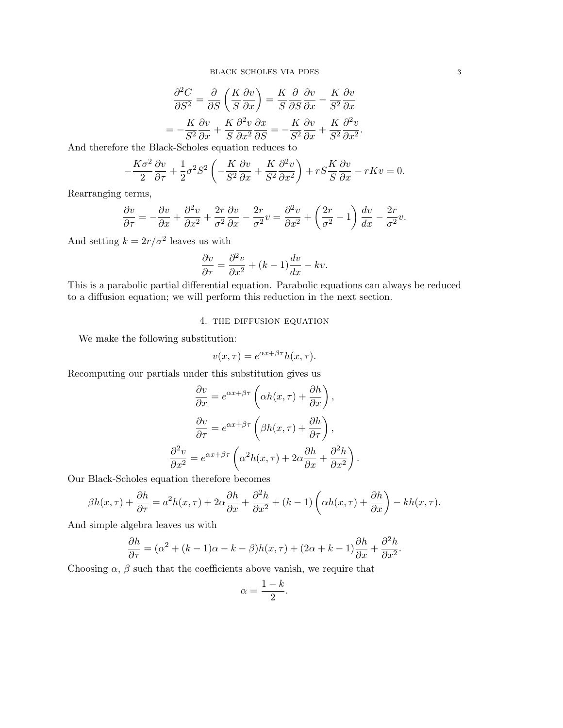$$
\begin{aligned}
\frac{\partial^2 C}{\partial S^2} &= \frac{\partial}{\partial S}\left(\frac{K}{S}\frac{\partial v}{\partial x}\right) = \frac{K}{S}\frac{\partial}{\partial S}\frac{\partial v}{\partial x} - \frac{K}{S^2}\frac{\partial v}{\partial x} \\
&= -\frac{K}{S^2}\frac{\partial v}{\partial x} + \frac{K}{S}\frac{\partial^2 v}{\partial x^2}\frac{\partial x}{\partial S} = -\frac{K}{S^2}\frac{\partial v}{\partial x} + \frac{K}{S^2}\frac{\partial^2 v}{\partial x^2}.
\end{aligned}
$$

And therefore the Black-Scholes equation reduces to

$$
-\frac{K\sigma^2}{2}\frac{\partial v}{\partial \tau} + \frac{1}{2}\sigma^2 S^2\left(-\frac{K}{S^2}\frac{\partial v}{\partial x} + \frac{K}{S^2}\frac{\partial^2 v}{\partial x^2}\right) + rS\frac{K}{S}\frac{\partial v}{\partial x} - rKv = 0.
$$

Rearranging terms,

$$
\frac{\partial v}{\partial \tau} = -\frac{\partial v}{\partial x} + \frac{\partial^2 v}{\partial x^2} + \frac{2r}{\sigma^2}\frac{\partial v}{\partial x} - \frac{2r}{\sigma^2}v = \frac{\partial^2 v}{\partial x^2} + \left(\frac{2r}{\sigma^2} - 1\right)\frac{dv}{dx} - \frac{2r}{\sigma^2}v.
$$

And setting $k = 2r/\sigma^2$ leaves us with

$$
\frac{\partial v}{\partial \tau} = \frac{\partial^2 v}{\partial x^2} + (k-1)\frac{dv}{dx} - kv.
$$

This is a parabolic partial differential equation. Parabolic equations can always be reduced to a diffusion equation; we will perform this reduction in the next section.

## 4. The diffusion equation

We make the following substitution:

$$
v(x,\tau) = e^{\alpha x + \beta \tau} h(x,\tau).
$$

Recomputing our partials under this substitution gives us

$$
\begin{aligned}
\frac{\partial v}{\partial x} &= e^{\alpha x + \beta \tau}\left(\alpha h(x,\tau) + \frac{\partial h}{\partial x}\right), \\
\frac{\partial v}{\partial \tau} &= e^{\alpha x + \beta \tau}\left(\beta h(x,\tau) + \frac{\partial h}{\partial \tau}\right), \\
\frac{\partial^2 v}{\partial x^2} &= e^{\alpha x + \beta \tau}\left(\alpha^2 h(x,\tau) + 2\alpha\frac{\partial h}{\partial x} + \frac{\partial^2 h}{\partial x^2}\right).
\end{aligned}
$$

Our Black-Scholes equation therefore becomes

$$
\beta h(x,\tau) + \frac{\partial h}{\partial \tau} = a^2 h(x,\tau) + 2\alpha\frac{\partial h}{\partial x} + \frac{\partial^2 h}{\partial x^2} + (k-1)\left(\alpha h(x,\tau) + \frac{\partial h}{\partial x}\right) - kh(x,\tau).
$$

And simple algebra leaves us with

$$
\frac{\partial h}{\partial \tau} = (\alpha^2 + (k-1)\alpha - k - \beta)h(x,\tau) + (2\alpha + k - 1)\frac{\partial h}{\partial x} + \frac{\partial^2 h}{\partial x^2}.
$$

Choosing $\alpha$, $\beta$ such that the coefficients above vanish, we require that

$$
\alpha = \frac{1-k}{2}.
$$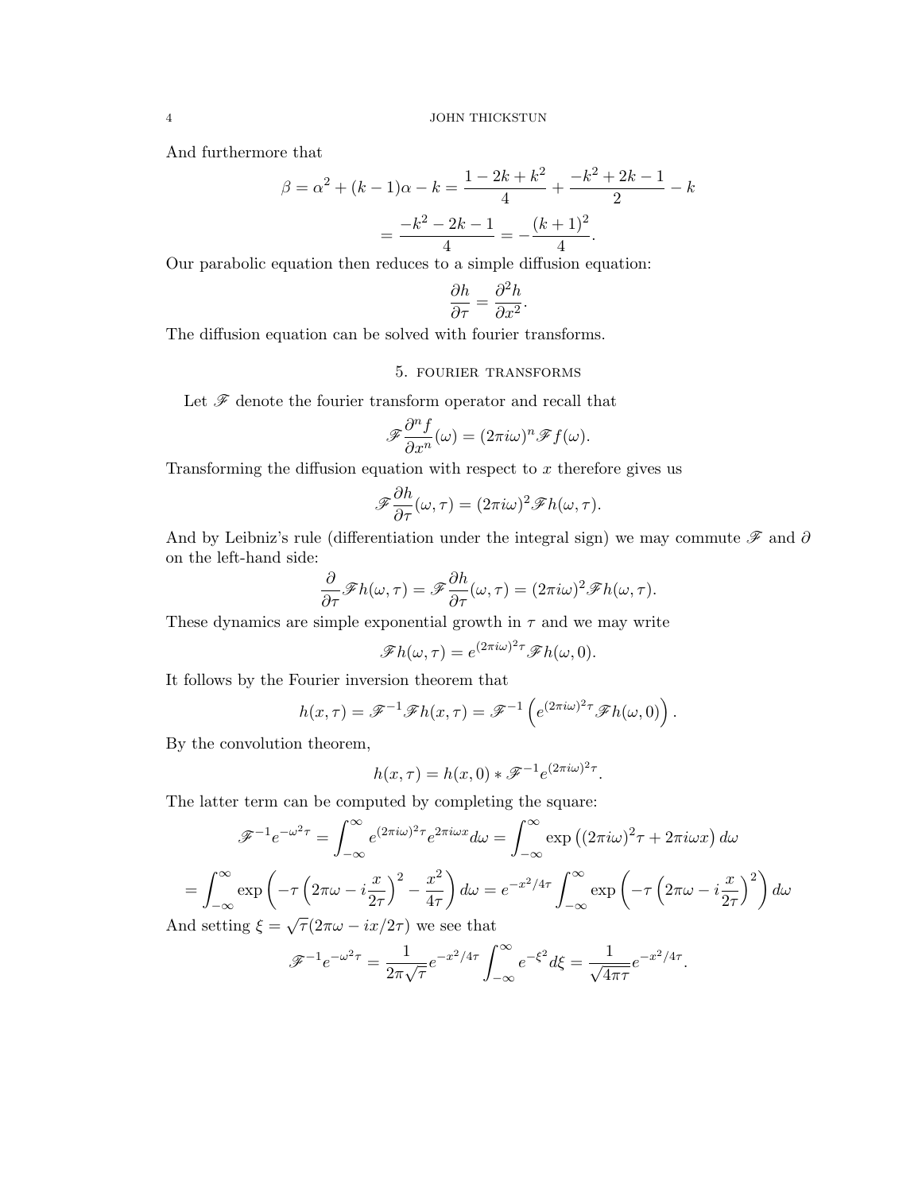And furthermore that

$$\beta = \alpha^2 + (k-1)\alpha - k = \frac{1-2k+k^2}{4} + \frac{-k^2+2k-1}{2} - k$$
$$= \frac{-k^2-2k-1}{4} = -\frac{(k+1)^2}{4}.$$

Our parabolic equation then reduces to a simple diffusion equation:

$$\frac{\partial h}{\partial \tau} = \frac{\partial^2 h}{\partial x^2}.$$

The diffusion equation can be solved with fourier transforms.

## 5. Fourier transforms

Let $\mathscr{F}$ denote the fourier transform operator and recall that

$$\mathscr{F}\frac{\partial^n f}{\partial x^n}(\omega) = (2\pi i\omega)^n \mathscr{F}f(\omega).$$

Transforming the diffusion equation with respect to $x$ therefore gives us

$$\mathscr{F}\frac{\partial h}{\partial \tau}(\omega,\tau) = (2\pi i\omega)^2 \mathscr{F}h(\omega,\tau).$$

And by Leibniz's rule (differentiation under the integral sign) we may commute $\mathscr{F}$ and $\partial$ on the left-hand side:

$$\frac{\partial}{\partial \tau}\mathscr{F}h(\omega,\tau) = \mathscr{F}\frac{\partial h}{\partial \tau}(\omega,\tau) = (2\pi i\omega)^2 \mathscr{F}h(\omega,\tau).$$

These dynamics are simple exponential growth in $\tau$ and we may write

$$\mathscr{F}h(\omega,\tau) = e^{(2\pi i\omega)^2\tau}\mathscr{F}h(\omega,0).$$

It follows by the Fourier inversion theorem that

$$h(x,\tau) = \mathscr{F}^{-1}\mathscr{F}h(x,\tau) = \mathscr{F}^{-1}\left(e^{(2\pi i\omega)^2\tau}\mathscr{F}h(\omega,0)\right).$$

By the convolution theorem,

$$h(x,\tau) = h(x,0) * \mathscr{F}^{-1}e^{(2\pi i\omega)^2\tau}.$$

The latter term can be computed by completing the square:

$$\mathscr{F}^{-1}e^{-\omega^2\tau} = \int_{-\infty}^{\infty} e^{(2\pi i\omega)^2\tau}e^{2\pi i\omega x}d\omega = \int_{-\infty}^{\infty}\exp\left((2\pi i\omega)^2\tau + 2\pi i\omega x\right)d\omega$$

$$= \int_{-\infty}^{\infty}\exp\left(-\tau\left(2\pi\omega - i\frac{x}{2\tau}\right)^2 - \frac{x^2}{4\tau}\right)d\omega = e^{-x^2/4\tau}\int_{-\infty}^{\infty}\exp\left(-\tau\left(2\pi\omega - i\frac{x}{2\tau}\right)^2\right)d\omega$$

And setting $\xi = \sqrt{\tau}(2\pi\omega - ix/2\tau)$ we see that

$$\mathscr{F}^{-1}e^{-\omega^2\tau} = \frac{1}{2\pi\sqrt{\tau}}e^{-x^2/4\tau}\int_{-\infty}^{\infty}e^{-\xi^2}d\xi = \frac{1}{\sqrt{4\pi\tau}}e^{-x^2/4\tau}.$$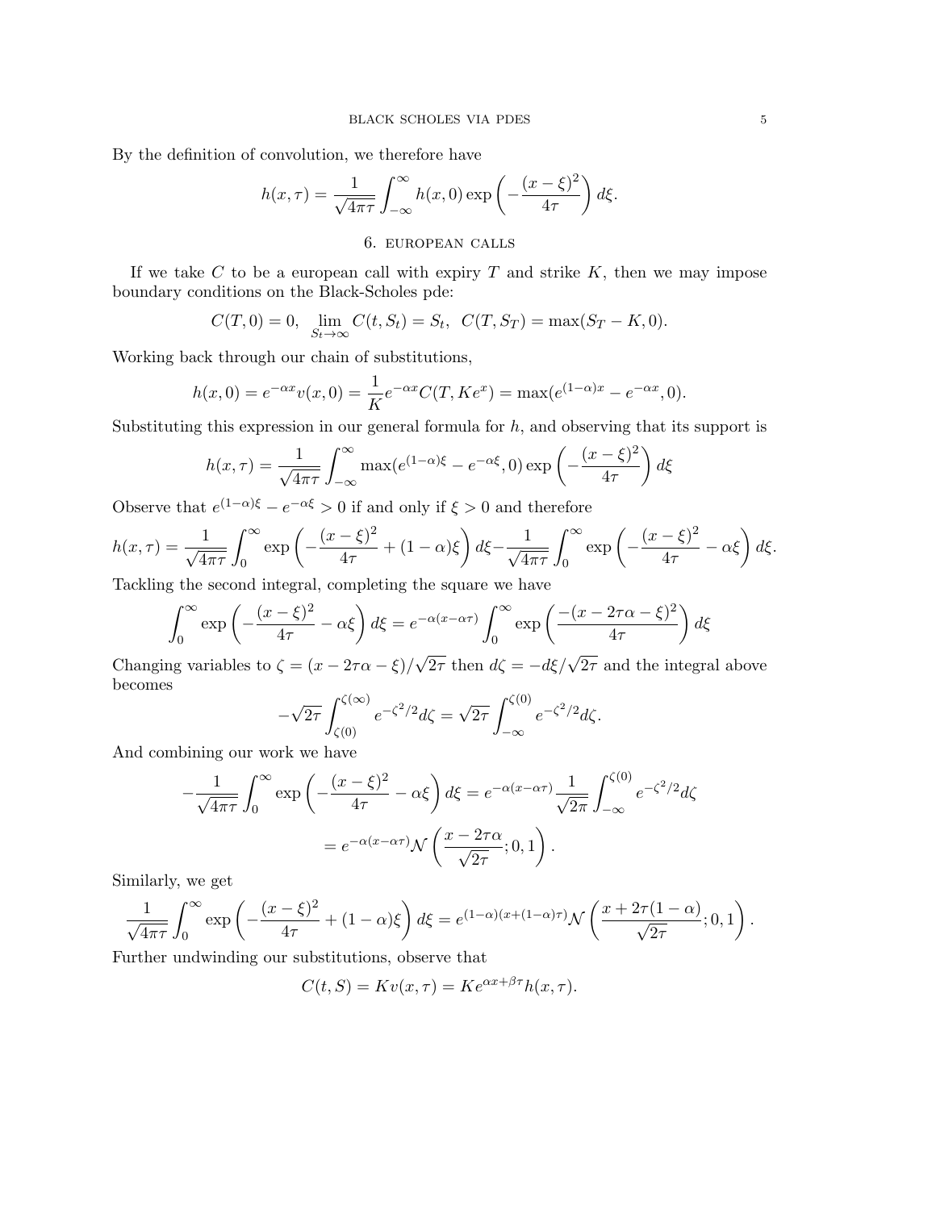By the definition of convolution, we therefore have

$$h(x,\tau) = \frac{1}{\sqrt{4\pi\tau}} \int_{-\infty}^{\infty} h(x,0) \exp\left(-\frac{(x-\xi)^2}{4\tau}\right) d\xi.$$

## 6. european calls

If we take $C$ to be a european call with expiry $T$ and strike $K$, then we may impose boundary conditions on the Black-Scholes pde:

$$C(T,0) = 0, \quad \lim_{S_t \to \infty} C(t, S_t) = S_t, \quad C(T, S_T) = \max(S_T - K, 0).$$

Working back through our chain of substitutions,

$$h(x,0) = e^{-\alpha x} v(x,0) = \frac{1}{K} e^{-\alpha x} C(T, Ke^x) = \max(e^{(1-\alpha)x} - e^{-\alpha x}, 0).$$

Substituting this expression in our general formula for $h$, and observing that its support is

$$h(x,\tau) = \frac{1}{\sqrt{4\pi\tau}} \int_{-\infty}^{\infty} \max(e^{(1-\alpha)\xi} - e^{-\alpha\xi}, 0) \exp\left(-\frac{(x-\xi)^2}{4\tau}\right) d\xi$$

Observe that $e^{(1-\alpha)\xi} - e^{-\alpha\xi} > 0$ if and only if $\xi > 0$ and therefore

$$h(x,\tau) = \frac{1}{\sqrt{4\pi\tau}} \int_{0}^{\infty} \exp\left(-\frac{(x-\xi)^2}{4\tau} + (1-\alpha)\xi\right) d\xi - \frac{1}{\sqrt{4\pi\tau}} \int_{0}^{\infty} \exp\left(-\frac{(x-\xi)^2}{4\tau} - \alpha\xi\right) d\xi.$$

Tackling the second integral, completing the square we have

$$\int_{0}^{\infty} \exp\left(-\frac{(x-\xi)^2}{4\tau} - \alpha\xi\right) d\xi = e^{-\alpha(x-\alpha\tau)} \int_{0}^{\infty} \exp\left(\frac{-(x-2\tau\alpha-\xi)^2}{4\tau}\right) d\xi$$

Changing variables to $\zeta = (x - 2\tau\alpha - \xi)/\sqrt{2\tau}$ then $d\zeta = -d\xi/\sqrt{2\tau}$ and the integral above becomes

$$-\sqrt{2\tau} \int_{\zeta(0)}^{\zeta(\infty)} e^{-\zeta^2/2} d\zeta = \sqrt{2\tau} \int_{-\infty}^{\zeta(0)} e^{-\zeta^2/2} d\zeta.$$

And combining our work we have

$$-\frac{1}{\sqrt{4\pi\tau}} \int_{0}^{\infty} \exp\left(-\frac{(x-\xi)^2}{4\tau} - \alpha\xi\right) d\xi = e^{-\alpha(x-\alpha\tau)} \frac{1}{\sqrt{2\pi}} \int_{-\infty}^{\zeta(0)} e^{-\zeta^2/2} d\zeta$$

$$= e^{-\alpha(x-\alpha\tau)} \mathcal{N}\left(\frac{x - 2\tau\alpha}{\sqrt{2\tau}}; 0, 1\right).$$

Similarly, we get

$$\frac{1}{\sqrt{4\pi\tau}} \int_{0}^{\infty} \exp\left(-\frac{(x-\xi)^2}{4\tau} + (1-\alpha)\xi\right) d\xi = e^{(1-\alpha)(x+(1-\alpha)\tau)} \mathcal{N}\left(\frac{x + 2\tau(1-\alpha)}{\sqrt{2\tau}}; 0, 1\right).$$

Further undwinding our substitutions, observe that

$$C(t,S) = Kv(x,\tau) = Ke^{\alpha x + \beta\tau} h(x,\tau).$$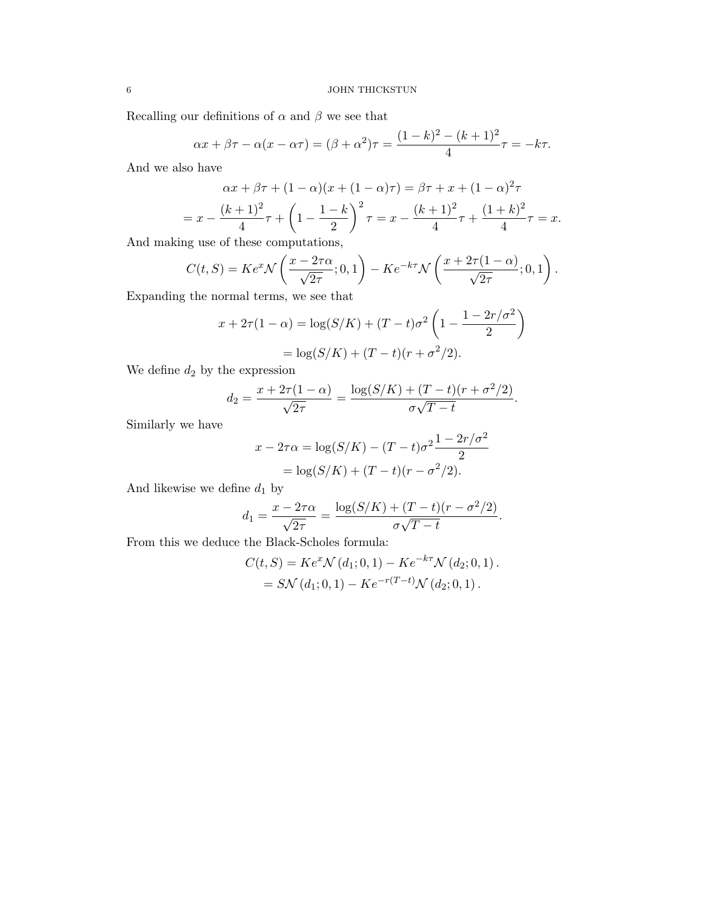Recalling our definitions of $\alpha$ and $\beta$ we see that

$$\alpha x + \beta\tau - \alpha(x - \alpha\tau) = (\beta + \alpha^2)\tau = \frac{(1-k)^2 - (k+1)^2}{4}\tau = -k\tau.$$

And we also have

$$\alpha x + \beta\tau + (1-\alpha)(x + (1-\alpha)\tau) = \beta\tau + x + (1-\alpha)^2\tau$$

$$= x - \frac{(k+1)^2}{4}\tau + \left(1 - \frac{1-k}{2}\right)^2\tau = x - \frac{(k+1)^2}{4}\tau + \frac{(1+k)^2}{4}\tau = x.$$

And making use of these computations,

$$C(t,S) = Ke^x\mathcal{N}\left(\frac{x - 2\tau\alpha}{\sqrt{2\tau}}; 0, 1\right) - Ke^{-k\tau}\mathcal{N}\left(\frac{x + 2\tau(1-\alpha)}{\sqrt{2\tau}}; 0, 1\right).$$

Expanding the normal terms, we see that

$$x + 2\tau(1-\alpha) = \log(S/K) + (T-t)\sigma^2\left(1 - \frac{1 - 2r/\sigma^2}{2}\right)$$

$$= \log(S/K) + (T-t)(r + \sigma^2/2).$$

We define $d_2$ by the expression

$$d_2 = \frac{x + 2\tau(1-\alpha)}{\sqrt{2\tau}} = \frac{\log(S/K) + (T-t)(r + \sigma^2/2)}{\sigma\sqrt{T-t}}.$$

Similarly we have

$$x - 2\tau\alpha = \log(S/K) - (T-t)\sigma^2\frac{1 - 2r/\sigma^2}{2}$$

$$= \log(S/K) + (T-t)(r - \sigma^2/2).$$

And likewise we define $d_1$ by

$$d_1 = \frac{x - 2\tau\alpha}{\sqrt{2\tau}} = \frac{\log(S/K) + (T-t)(r - \sigma^2/2)}{\sigma\sqrt{T-t}}.$$

From this we deduce the Black-Scholes formula:

$$C(t,S) = Ke^x\mathcal{N}(d_1; 0, 1) - Ke^{-k\tau}\mathcal{N}(d_2; 0, 1).$$

$$= S\mathcal{N}(d_1; 0, 1) - Ke^{-r(T-t)}\mathcal{N}(d_2; 0, 1).$$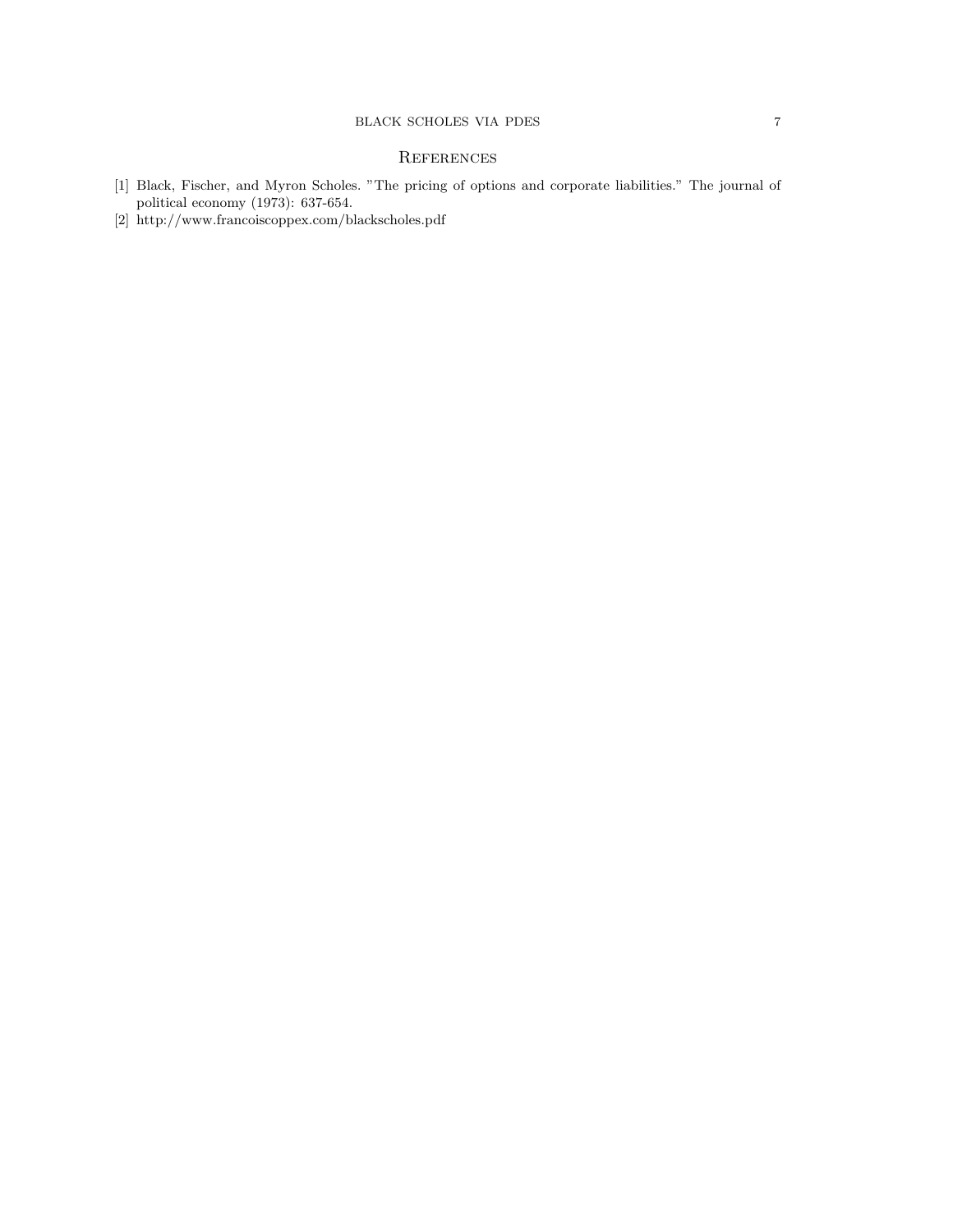## References

[1] Black, Fischer, and Myron Scholes. "The pricing of options and corporate liabilities." The journal of political economy (1973): 637-654.

[2] http://www.francoiscoppex.com/blackscholes.pdf